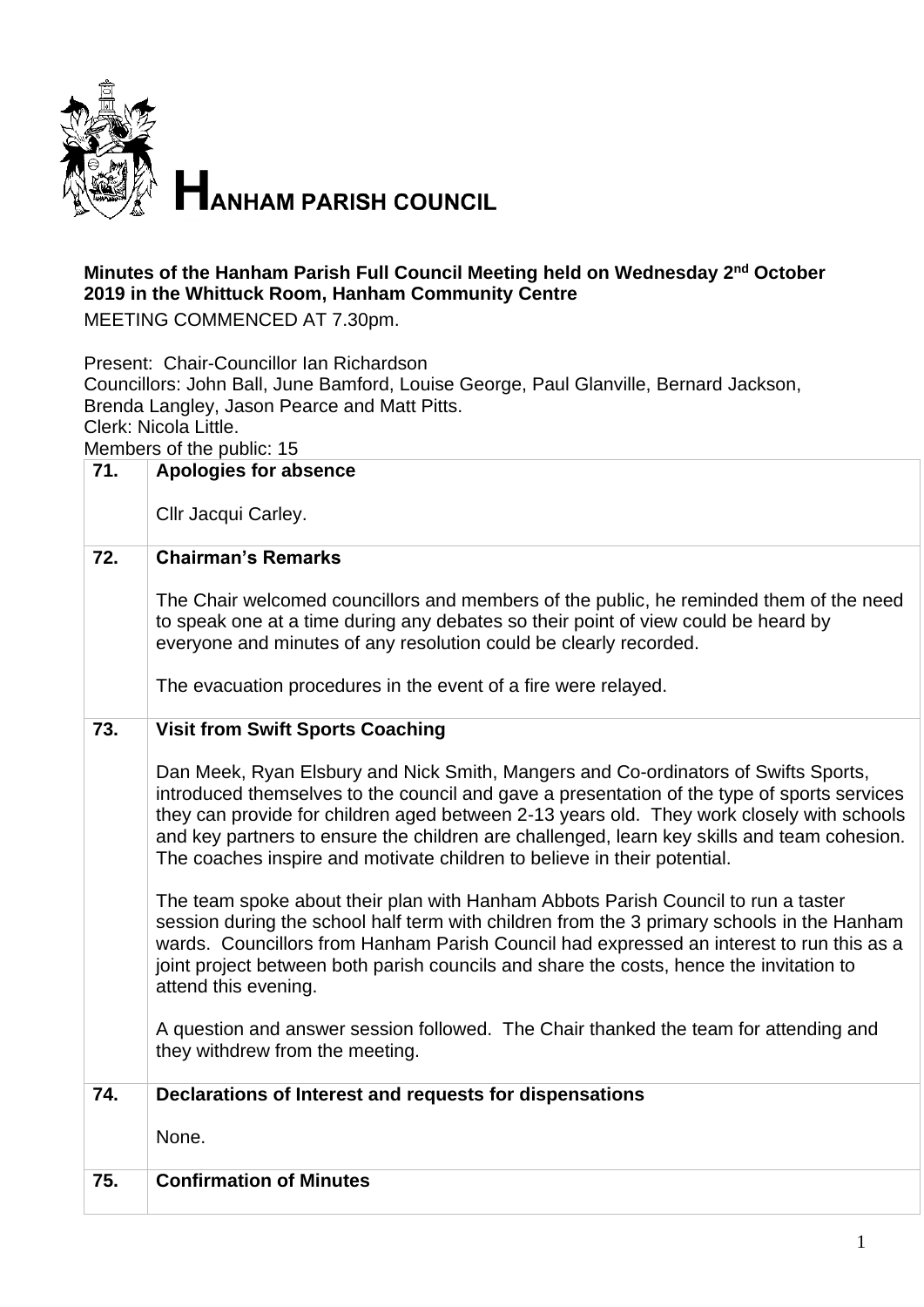# HANHAM PARISH COUNCIL

**Minutes of the Hanham Parish Full Council Meeting held on Wednesday 2nd October 2019 in the Whittuck Room, Hanham Community Centre**

MEETING COMMENCED AT 7.30pm.

Present: Chair-Councillor Ian Richardson
Councillors: John Ball, June Bamford, Louise George, Paul Glanville, Bernard Jackson, Brenda Langley, Jason Pearce and Matt Pitts.
Clerk: Nicola Little.
Members of the public: 15

| | |
|---|---|
| **71.** | **Apologies for absence**<br><br>Cllr Jacqui Carley. |
| **72.** | **Chairman's Remarks**<br><br>The Chair welcomed councillors and members of the public, he reminded them of the need to speak one at a time during any debates so their point of view could be heard by everyone and minutes of any resolution could be clearly recorded.<br><br>The evacuation procedures in the event of a fire were relayed. |
| **73.** | **Visit from Swift Sports Coaching**<br><br>Dan Meek, Ryan Elsbury and Nick Smith, Mangers and Co-ordinators of Swifts Sports, introduced themselves to the council and gave a presentation of the type of sports services they can provide for children aged between 2-13 years old. They work closely with schools and key partners to ensure the children are challenged, learn key skills and team cohesion. The coaches inspire and motivate children to believe in their potential.<br><br>The team spoke about their plan with Hanham Abbots Parish Council to run a taster session during the school half term with children from the 3 primary schools in the Hanham wards. Councillors from Hanham Parish Council had expressed an interest to run this as a joint project between both parish councils and share the costs, hence the invitation to attend this evening.<br><br>A question and answer session followed. The Chair thanked the team for attending and they withdrew from the meeting. |
| **74.** | **Declarations of Interest and requests for dispensations**<br><br>None. |
| **75.** | **Confirmation of Minutes** |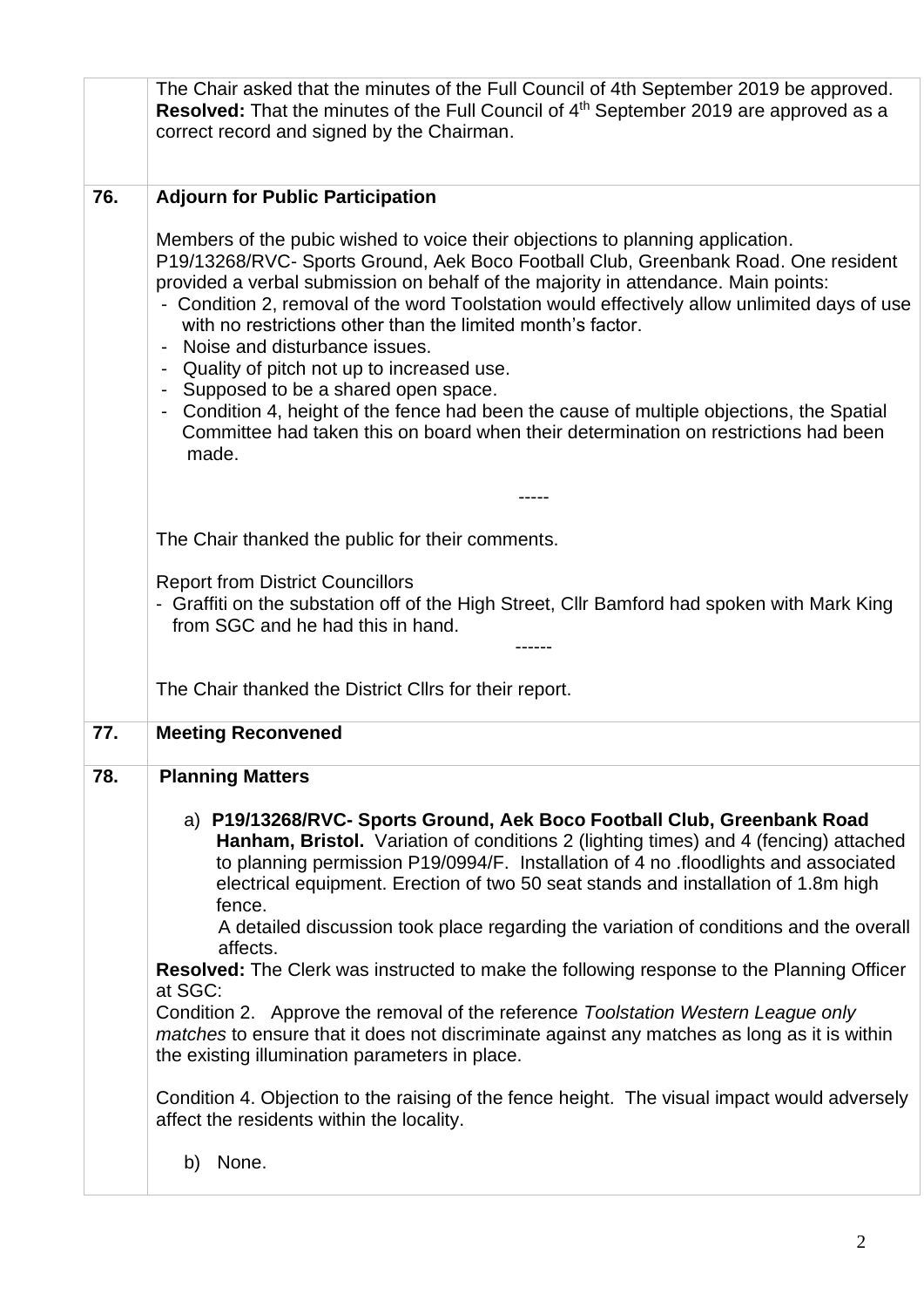| | |
|---|---|
| | The Chair asked that the minutes of the Full Council of 4th September 2019 be approved. **Resolved:** That the minutes of the Full Council of 4th September 2019 are approved as a correct record and signed by the Chairman. |
| **76.** | **Adjourn for Public Participation**<br><br>Members of the pubic wished to voice their objections to planning application. P19/13268/RVC- Sports Ground, Aek Boco Football Club, Greenbank Road. One resident provided a verbal submission on behalf of the majority in attendance. Main points:<br>- Condition 2, removal of the word Toolstation would effectively allow unlimited days of use with no restrictions other than the limited month's factor.<br>- Noise and disturbance issues.<br>- Quality of pitch not up to increased use.<br>- Supposed to be a shared open space.<br>- Condition 4, height of the fence had been the cause of multiple objections, the Spatial Committee had taken this on board when their determination on restrictions had been made.<br><br>-----<br><br>The Chair thanked the public for their comments.<br><br>Report from District Councillors<br>- Graffiti on the substation off of the High Street, Cllr Bamford had spoken with Mark King from SGC and he had this in hand.<br><br>------<br><br>The Chair thanked the District Cllrs for their report. |
| **77.** | **Meeting Reconvened** |
| **78.** | **Planning Matters**<br><br>a) **P19/13268/RVC- Sports Ground, Aek Boco Football Club, Greenbank Road Hanham, Bristol.** Variation of conditions 2 (lighting times) and 4 (fencing) attached to planning permission P19/0994/F. Installation of 4 no .floodlights and associated electrical equipment. Erection of two 50 seat stands and installation of 1.8m high fence.<br>A detailed discussion took place regarding the variation of conditions and the overall affects.<br>**Resolved:** The Clerk was instructed to make the following response to the Planning Officer at SGC:<br>Condition 2. Approve the removal of the reference *Toolstation Western League only matches* to ensure that it does not discriminate against any matches as long as it is within the existing illumination parameters in place.<br><br>Condition 4. Objection to the raising of the fence height. The visual impact would adversely affect the residents within the locality.<br><br>b) None. |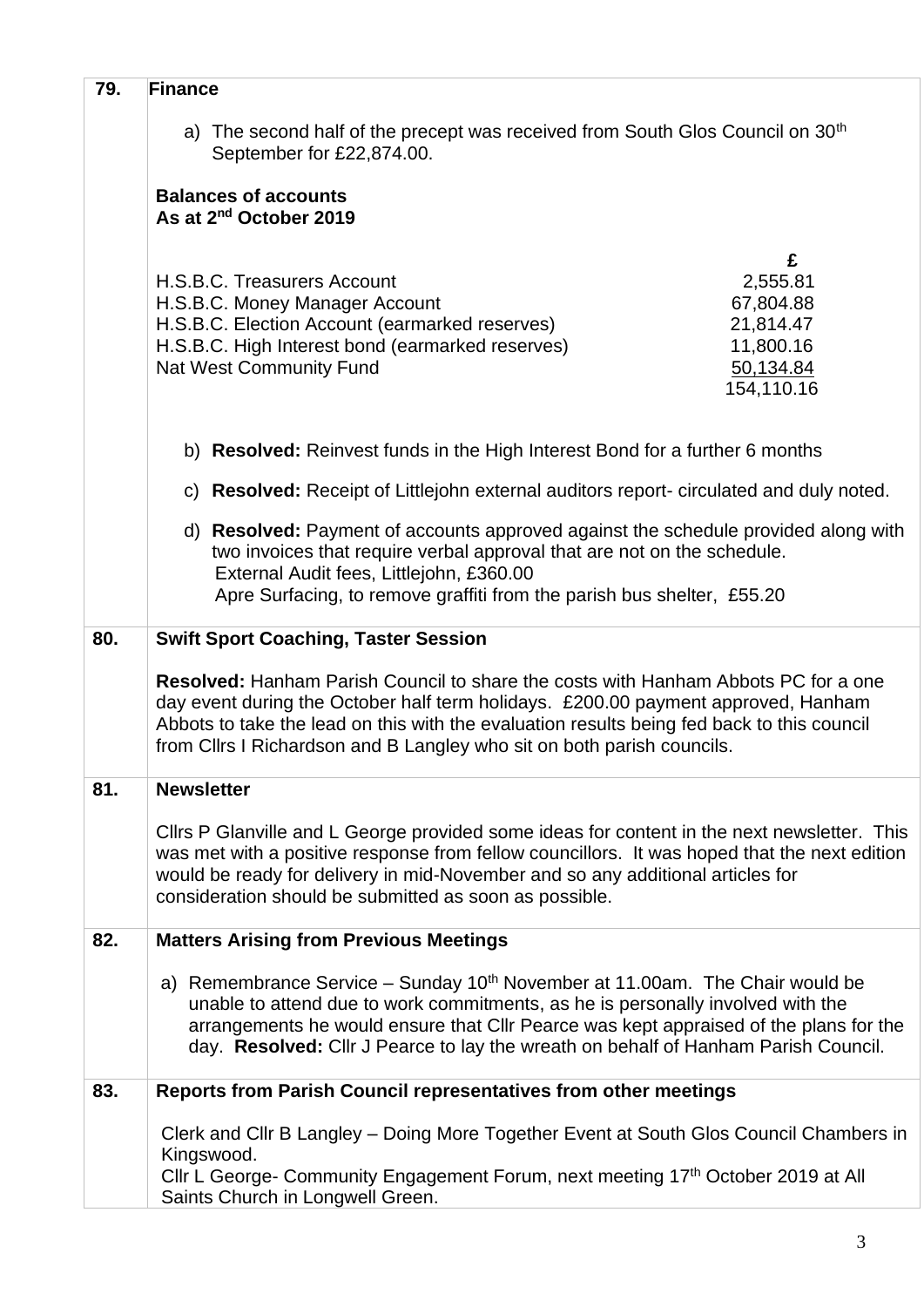| | |
|---|---|
| **79.** | **Finance**<br><br>a) The second half of the precept was received from South Glos Council on 30th September for £22,874.00.<br><br>**Balances of accounts**<br>**As at 2nd October 2019**<br><br>£<br>H.S.B.C. Treasurers Account 2,555.81<br>H.S.B.C. Money Manager Account 67,804.88<br>H.S.B.C. Election Account (earmarked reserves) 21,814.47<br>H.S.B.C. High Interest bond (earmarked reserves) 11,800.16<br>Nat West Community Fund 50,134.84<br>154,110.16<br><br>b) **Resolved:** Reinvest funds in the High Interest Bond for a further 6 months<br><br>c) **Resolved:** Receipt of Littlejohn external auditors report- circulated and duly noted.<br><br>d) **Resolved:** Payment of accounts approved against the schedule provided along with two invoices that require verbal approval that are not on the schedule.<br>External Audit fees, Littlejohn, £360.00<br>Apre Surfacing, to remove graffiti from the parish bus shelter, £55.20 |
| **80.** | **Swift Sport Coaching, Taster Session**<br><br>**Resolved:** Hanham Parish Council to share the costs with Hanham Abbots PC for a one day event during the October half term holidays. £200.00 payment approved, Hanham Abbots to take the lead on this with the evaluation results being fed back to this council from Cllrs I Richardson and B Langley who sit on both parish councils. |
| **81.** | **Newsletter**<br><br>Cllrs P Glanville and L George provided some ideas for content in the next newsletter. This was met with a positive response from fellow councillors. It was hoped that the next edition would be ready for delivery in mid-November and so any additional articles for consideration should be submitted as soon as possible. |
| **82.** | **Matters Arising from Previous Meetings**<br><br>a) Remembrance Service – Sunday 10th November at 11.00am. The Chair would be unable to attend due to work commitments, as he is personally involved with the arrangements he would ensure that Cllr Pearce was kept appraised of the plans for the day. **Resolved:** Cllr J Pearce to lay the wreath on behalf of Hanham Parish Council. |
| **83.** | **Reports from Parish Council representatives from other meetings**<br><br>Clerk and Cllr B Langley – Doing More Together Event at South Glos Council Chambers in Kingswood.<br>Cllr L George- Community Engagement Forum, next meeting 17th October 2019 at All Saints Church in Longwell Green. |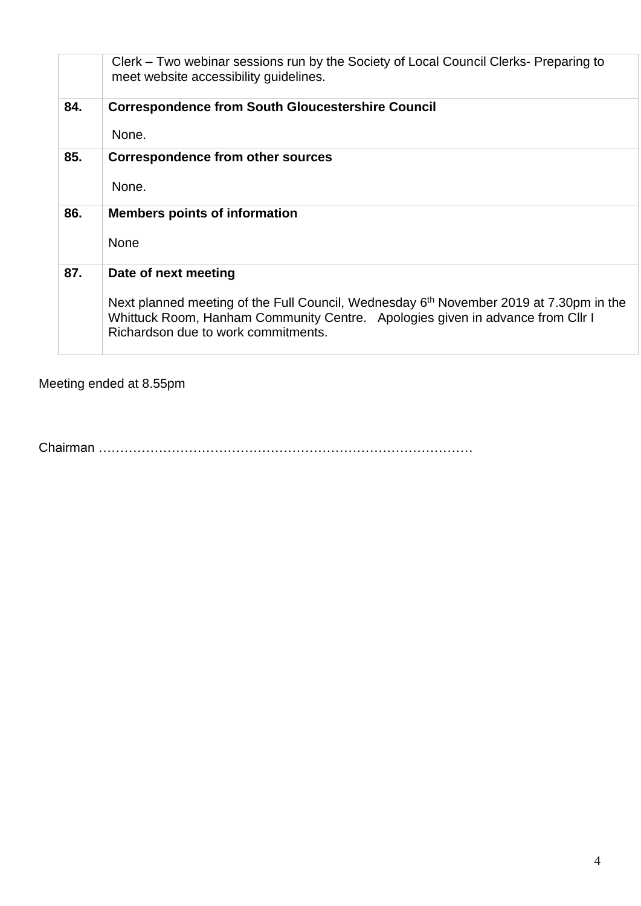| | |
|---|---|
| | Clerk – Two webinar sessions run by the Society of Local Council Clerks- Preparing to meet website accessibility guidelines. |
| **84.** | **Correspondence from South Gloucestershire Council**<br><br>None. |
| **85.** | **Correspondence from other sources**<br><br>None. |
| **86.** | **Members points of information**<br><br>None |
| **87.** | **Date of next meeting**<br><br>Next planned meeting of the Full Council, Wednesday 6th November 2019 at 7.30pm in the Whittuck Room, Hanham Community Centre. Apologies given in advance from Cllr I Richardson due to work commitments. |

Meeting ended at 8.55pm

Chairman …………………………………………………………………………